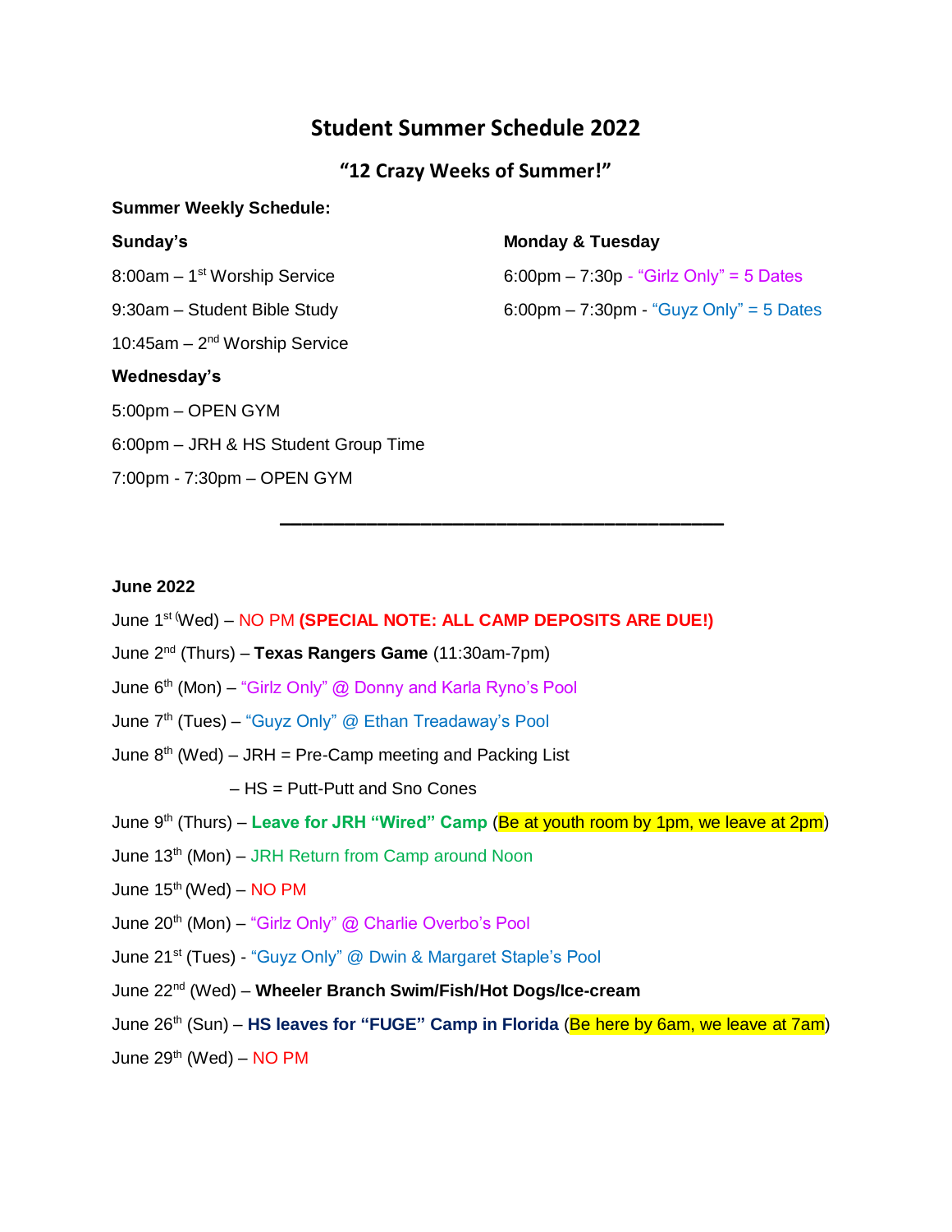# Student Summer Schedule 2022

## "12 Crazy Weeks of Summer!"

**Summer Weekly Schedule:**

**Sunday's**

8:00am – 1st Worship Service

9:30am – Student Bible Study

10:45am – 2nd Worship Service

**Wednesday's**

5:00pm – OPEN GYM

6:00pm – JRH & HS Student Group Time

7:00pm - 7:30pm – OPEN GYM

**Monday & Tuesday**

6:00pm – 7:30p - "Girlz Only" = 5 Dates

6:00pm – 7:30pm - "Guyz Only" = 5 Dates

---

**June 2022**

June 1st (Wed) – NO PM **(SPECIAL NOTE: ALL CAMP DEPOSITS ARE DUE!)**

June 2nd (Thurs) – **Texas Rangers Game** (11:30am-7pm)

June 6th (Mon) – "Girlz Only" @ Donny and Karla Ryno's Pool

June 7th (Tues) – "Guyz Only" @ Ethan Treadaway's Pool

June 8th (Wed) – JRH = Pre-Camp meeting and Packing List

– HS = Putt-Putt and Sno Cones

June 9th (Thurs) – **Leave for JRH "Wired" Camp** (Be at youth room by 1pm, we leave at 2pm)

June 13th (Mon) – JRH Return from Camp around Noon

June 15th (Wed) – NO PM

June 20th (Mon) – "Girlz Only" @ Charlie Overbo's Pool

June 21st (Tues) - "Guyz Only" @ Dwin & Margaret Staple's Pool

June 22nd (Wed) – **Wheeler Branch Swim/Fish/Hot Dogs/Ice-cream**

June 26th (Sun) – **HS leaves for "FUGE" Camp in Florida** (Be here by 6am, we leave at 7am)

June 29th (Wed) – NO PM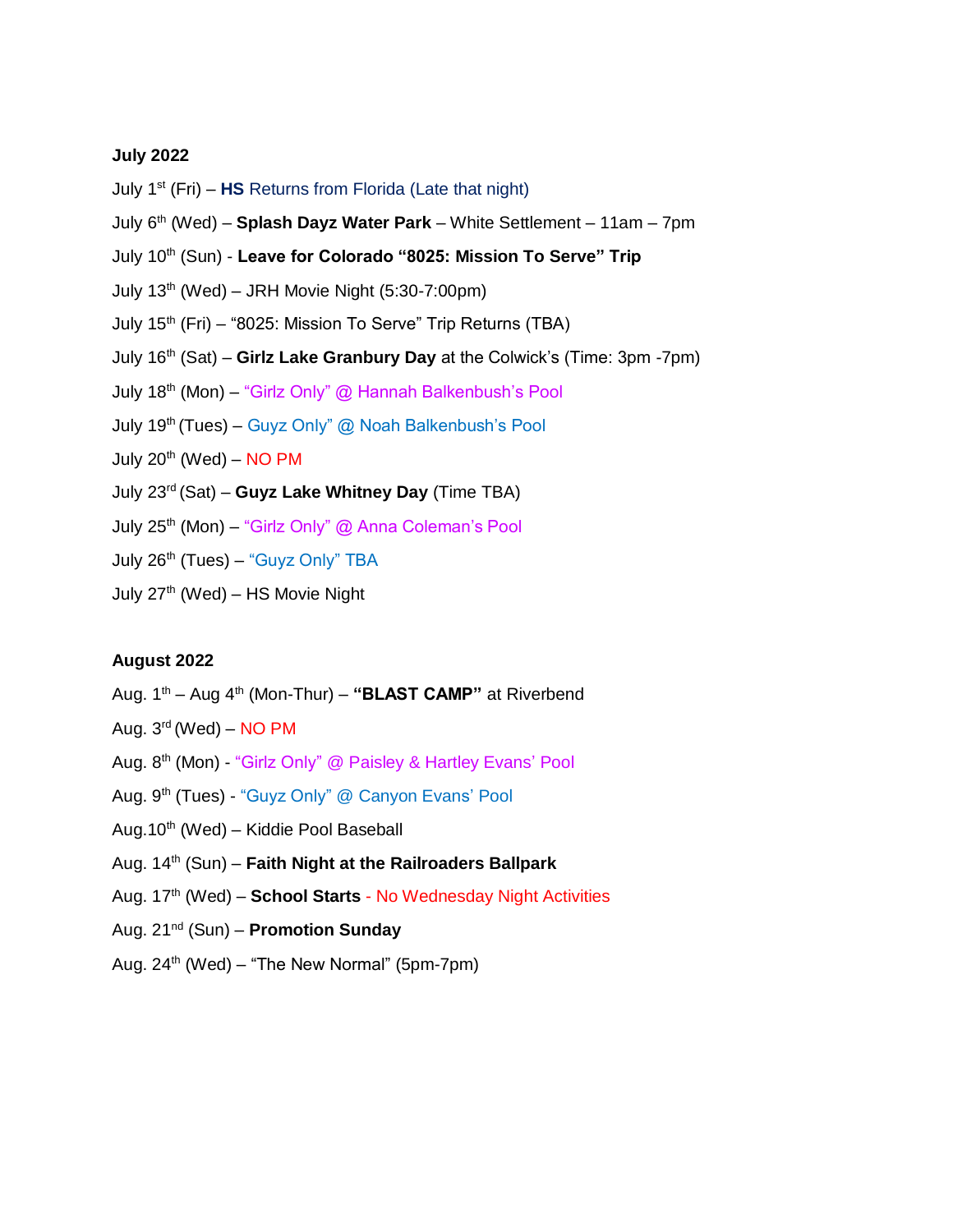**July 2022**

July 1st (Fri) – **HS** Returns from Florida (Late that night)

July 6th (Wed) – **Splash Dayz Water Park** – White Settlement – 11am – 7pm

July 10th (Sun) - **Leave for Colorado "8025: Mission To Serve" Trip**

July 13th (Wed) – JRH Movie Night (5:30-7:00pm)

July 15th (Fri) – "8025: Mission To Serve" Trip Returns (TBA)

July 16th (Sat) – **Girlz Lake Granbury Day** at the Colwick's (Time: 3pm -7pm)

July 18th (Mon) – "Girlz Only" @ Hannah Balkenbush's Pool

July 19th (Tues) – Guyz Only" @ Noah Balkenbush's Pool

July 20th (Wed) – NO PM

July 23rd (Sat) – **Guyz Lake Whitney Day** (Time TBA)

July 25th (Mon) – "Girlz Only" @ Anna Coleman's Pool

July 26th (Tues) – "Guyz Only" TBA

July 27th (Wed) – HS Movie Night

**August 2022**

Aug. 1th – Aug 4th (Mon-Thur) – **"BLAST CAMP"** at Riverbend

Aug. 3rd (Wed) – NO PM

Aug. 8th (Mon) - "Girlz Only" @ Paisley & Hartley Evans' Pool

Aug. 9th (Tues) - "Guyz Only" @ Canyon Evans' Pool

Aug.10th (Wed) – Kiddie Pool Baseball

Aug. 14th (Sun) – **Faith Night at the Railroaders Ballpark**

Aug. 17th (Wed) – **School Starts** - No Wednesday Night Activities

Aug. 21nd (Sun) – **Promotion Sunday**

Aug. 24th (Wed) – "The New Normal" (5pm-7pm)